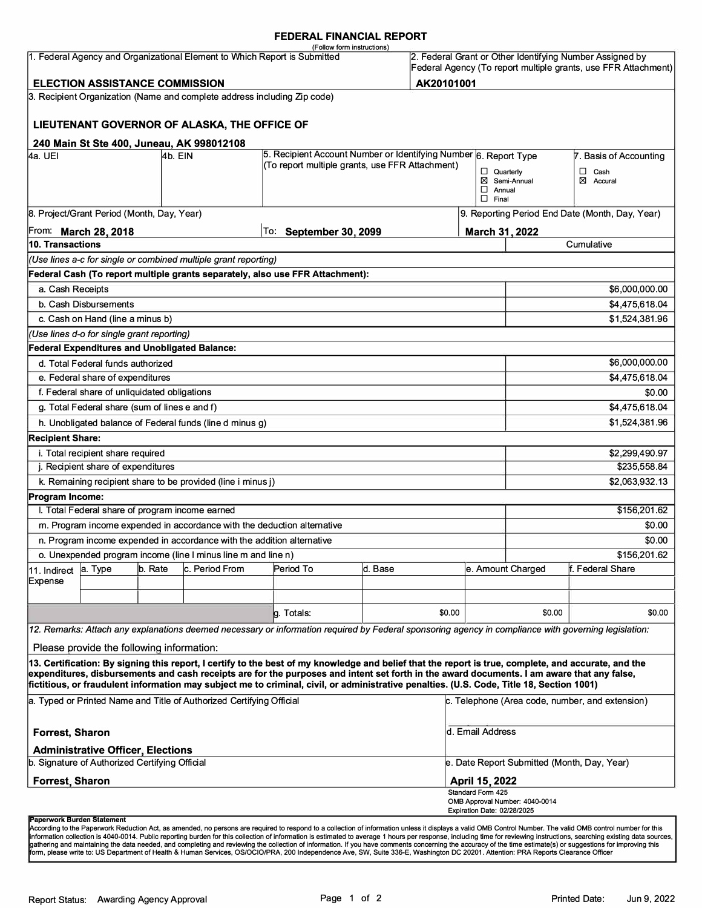# FEDERAL FINANCIAL REPORT

(Follow form instructions)

| 1. Federal Agency and Organizational Element to Which Report is Submitted | 2. Federal Grant or Other Identifying Number Assigned by Federal Agency (To report multiple grants, use FFR Attachment) |
|---|---|
| **ELECTION ASSISTANCE COMMISSION** | **AK20101001** |

**3. Recipient Organization (Name and complete address including Zip code)**

**LIEUTENANT GOVERNOR OF ALASKA, THE OFFICE OF**

**240 Main St Ste 400, Juneau, AK 998012108**

| 4a. UEI | 4b. EIN | 5. Recipient Account Number or Identifying Number (To report multiple grants, use FFR Attachment) | 6. Report Type | 7. Basis of Accounting |
|---|---|---|---|---|
| | | | ☐ Quarterly<br>☒ Semi-Annual<br>☐ Annual<br>☐ Final | ☐ Cash<br>☒ Accural |

| 8. Project/Grant Period (Month, Day, Year) | | 9. Reporting Period End Date (Month, Day, Year) |
|---|---|---|
| From: **March 28, 2018** | To: **September 30, 2099** | **March 31, 2022** |

| **10. Transactions** | Cumulative |
|---|---|
| *(Use lines a-c for single or combined multiple grant reporting)* | |
| **Federal Cash (To report multiple grants separately, also use FFR Attachment):** | |
| a. Cash Receipts | $6,000,000.00 |
| b. Cash Disbursements | $4,475,618.04 |
| c. Cash on Hand (line a minus b) | $1,524,381.96 |
| *(Use lines d-o for single grant reporting)* | |
| **Federal Expenditures and Unobligated Balance:** | |
| d. Total Federal funds authorized | $6,000,000.00 |
| e. Federal share of expenditures | $4,475,618.04 |
| f. Federal share of unliquidated obligations | $0.00 |
| g. Total Federal share (sum of lines e and f) | $4,475,618.04 |
| h. Unobligated balance of Federal funds (line d minus g) | $1,524,381.96 |
| **Recipient Share:** | |
| i. Total recipient share required | $2,299,490.97 |
| j. Recipient share of expenditures | $235,558.84 |
| k. Remaining recipient share to be provided (line i minus j) | $2,063,932.13 |
| **Program Income:** | |
| l. Total Federal share of program income earned | $156,201.62 |
| m. Program income expended in accordance with the deduction alternative | $0.00 |
| n. Program income expended in accordance with the addition alternative | $0.00 |
| o. Unexpended program income (line l minus line m and line n) | $156,201.62 |

| 11. Indirect Expense | a. Type | b. Rate | c. Period From | Period To | d. Base | e. Amount Charged | f. Federal Share |
|---|---|---|---|---|---|---|---|
| | | | | | | | |
| | | | | | | | |
| | | | | g. Totals: | $0.00 | $0.00 | $0.00 |

**12. Remarks:** Attach any explanations deemed necessary or information required by Federal sponsoring agency in compliance with governing legislation:

Please provide the following information:

**13. Certification: By signing this report, I certify to the best of my knowledge and belief that the report is true, complete, and accurate, and the expenditures, disbursements and cash receipts are for the purposes and intent set forth in the award documents. I am aware that any false, fictitious, or fraudulent information may subject me to criminal, civil, or administrative penalties. (U.S. Code, Title 18, Section 1001)**

| a. Typed or Printed Name and Title of Authorized Certifying Official | c. Telephone (Area code, number, and extension) |
|---|---|
| **Forrest, Sharon**<br>**Administrative Officer, Elections** | d. Email Address |
| **b. Signature of Authorized Certifying Official** | **e. Date Report Submitted (Month, Day, Year)** |
| **Forrest, Sharon** | **April 15, 2022** |

Standard Form 425
OMB Approval Number: 4040-0014
Expiration Date: 02/28/2025

**Paperwork Burden Statement**
According to the Paperwork Reduction Act, as amended, no persons are required to respond to a collection of information unless it displays a valid OMB Control Number. The valid OMB control number for this information collection is 4040-0014. Public reporting burden for this collection of information is estimated to average 1 hours per response, including time for reviewing instructions, searching existing data sources, gathering and maintaining the data needed, and completing and reviewing the collection of information. If you have comments concerning the accuracy of the time estimate(s) or suggestions for improving this form, please write to: US Department of Health & Human Services, OS/OCIO/PRA, 200 Independence Ave, SW, Suite 336-E, Washington DC 20201. Attention: PRA Reports Clearance Officer

Report Status: Awarding Agency Approval

Printed Date: Jun 9, 2022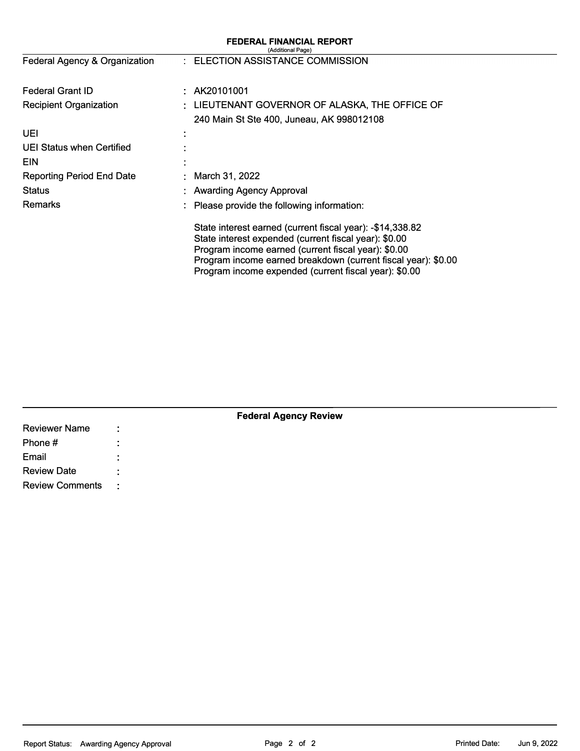# FEDERAL FINANCIAL REPORT

(Additional Page)

| | | |
|---|---|---|
| Federal Agency & Organization | : | ELECTION ASSISTANCE COMMISSION |
| Federal Grant ID | : | AK20101001 |
| Recipient Organization | : | LIEUTENANT GOVERNOR OF ALASKA, THE OFFICE OF<br>240 Main St Ste 400, Juneau, AK 998012108 |
| UEI | : | |
| UEI Status when Certified | : | |
| EIN | : | |
| Reporting Period End Date | : | March 31, 2022 |
| Status | : | Awarding Agency Approval |
| Remarks | : | Please provide the following information: |

State interest earned (current fiscal year): -$14,338.82
State interest expended (current fiscal year): $0.00
Program income earned (current fiscal year): $0.00
Program income earned breakdown (current fiscal year): $0.00
Program income expended (current fiscal year): $0.00

## Federal Agency Review

| | | |
|---|---|---|
| Reviewer Name | : | |
| Phone # | : | |
| Email | : | |
| Review Date | : | |
| Review Comments | : | |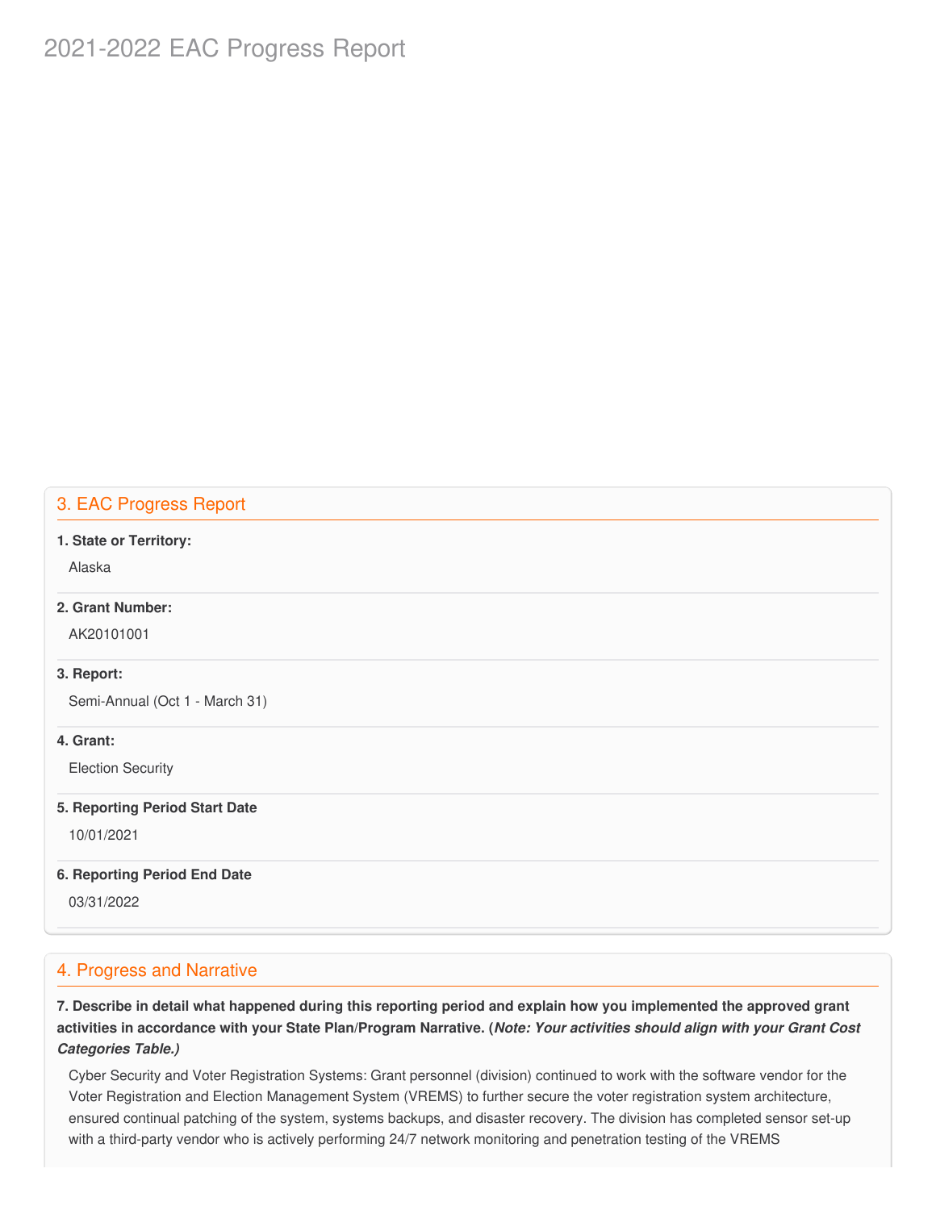# 2021-2022 EAC Progress Report

## 3. EAC Progress Report

**1. State or Territory:**

Alaska

**2. Grant Number:**

AK20101001

**3. Report:**

Semi-Annual (Oct 1 - March 31)

**4. Grant:**

Election Security

**5. Reporting Period Start Date**

10/01/2021

**6. Reporting Period End Date**

03/31/2022

## 4. Progress and Narrative

**7. Describe in detail what happened during this reporting period and explain how you implemented the approved grant activities in accordance with your State Plan/Program Narrative. (*Note: Your activities should align with your Grant Cost Categories Table.)***

Cyber Security and Voter Registration Systems: Grant personnel (division) continued to work with the software vendor for the Voter Registration and Election Management System (VREMS) to further secure the voter registration system architecture, ensured continual patching of the system, systems backups, and disaster recovery. The division has completed sensor set-up with a third-party vendor who is actively performing 24/7 network monitoring and penetration testing of the VREMS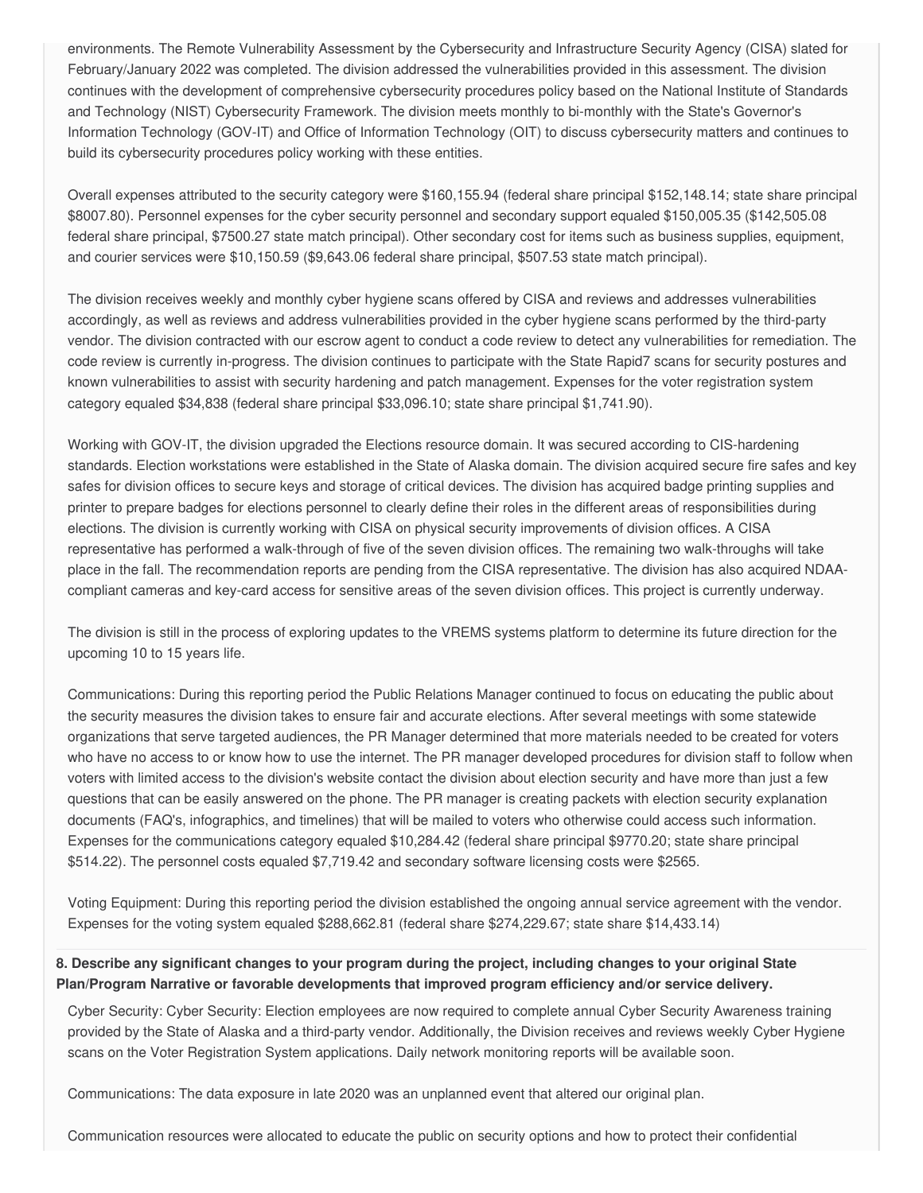environments. The Remote Vulnerability Assessment by the Cybersecurity and Infrastructure Security Agency (CISA) slated for February/January 2022 was completed. The division addressed the vulnerabilities provided in this assessment. The division continues with the development of comprehensive cybersecurity procedures policy based on the National Institute of Standards and Technology (NIST) Cybersecurity Framework. The division meets monthly to bi-monthly with the State's Governor's Information Technology (GOV-IT) and Office of Information Technology (OIT) to discuss cybersecurity matters and continues to build its cybersecurity procedures policy working with these entities.

Overall expenses attributed to the security category were $160,155.94 (federal share principal $152,148.14; state share principal $8007.80). Personnel expenses for the cyber security personnel and secondary support equaled $150,005.35 ($142,505.08 federal share principal, $7500.27 state match principal). Other secondary cost for items such as business supplies, equipment, and courier services were $10,150.59 ($9,643.06 federal share principal, $507.53 state match principal).

The division receives weekly and monthly cyber hygiene scans offered by CISA and reviews and addresses vulnerabilities accordingly, as well as reviews and address vulnerabilities provided in the cyber hygiene scans performed by the third-party vendor. The division contracted with our escrow agent to conduct a code review to detect any vulnerabilities for remediation. The code review is currently in-progress. The division continues to participate with the State Rapid7 scans for security postures and known vulnerabilities to assist with security hardening and patch management. Expenses for the voter registration system category equaled $34,838 (federal share principal $33,096.10; state share principal $1,741.90).

Working with GOV-IT, the division upgraded the Elections resource domain. It was secured according to CIS-hardening standards. Election workstations were established in the State of Alaska domain. The division acquired secure fire safes and key safes for division offices to secure keys and storage of critical devices. The division has acquired badge printing supplies and printer to prepare badges for elections personnel to clearly define their roles in the different areas of responsibilities during elections. The division is currently working with CISA on physical security improvements of division offices. A CISA representative has performed a walk-through of five of the seven division offices. The remaining two walk-throughs will take place in the fall. The recommendation reports are pending from the CISA representative. The division has also acquired NDAA-compliant cameras and key-card access for sensitive areas of the seven division offices. This project is currently underway.

The division is still in the process of exploring updates to the VREMS systems platform to determine its future direction for the upcoming 10 to 15 years life.

Communications: During this reporting period the Public Relations Manager continued to focus on educating the public about the security measures the division takes to ensure fair and accurate elections. After several meetings with some statewide organizations that serve targeted audiences, the PR Manager determined that more materials needed to be created for voters who have no access to or know how to use the internet. The PR manager developed procedures for division staff to follow when voters with limited access to the division's website contact the division about election security and have more than just a few questions that can be easily answered on the phone. The PR manager is creating packets with election security explanation documents (FAQ's, infographics, and timelines) that will be mailed to voters who otherwise could access such information. Expenses for the communications category equaled $10,284.42 (federal share principal $9770.20; state share principal $514.22). The personnel costs equaled $7,719.42 and secondary software licensing costs were $2565.

Voting Equipment: During this reporting period the division established the ongoing annual service agreement with the vendor. Expenses for the voting system equaled $288,662.81 (federal share $274,229.67; state share $14,433.14)

**8. Describe any significant changes to your program during the project, including changes to your original State Plan/Program Narrative or favorable developments that improved program efficiency and/or service delivery.**

Cyber Security: Cyber Security: Election employees are now required to complete annual Cyber Security Awareness training provided by the State of Alaska and a third-party vendor. Additionally, the Division receives and reviews weekly Cyber Hygiene scans on the Voter Registration System applications. Daily network monitoring reports will be available soon.

Communications: The data exposure in late 2020 was an unplanned event that altered our original plan.

Communication resources were allocated to educate the public on security options and how to protect their confidential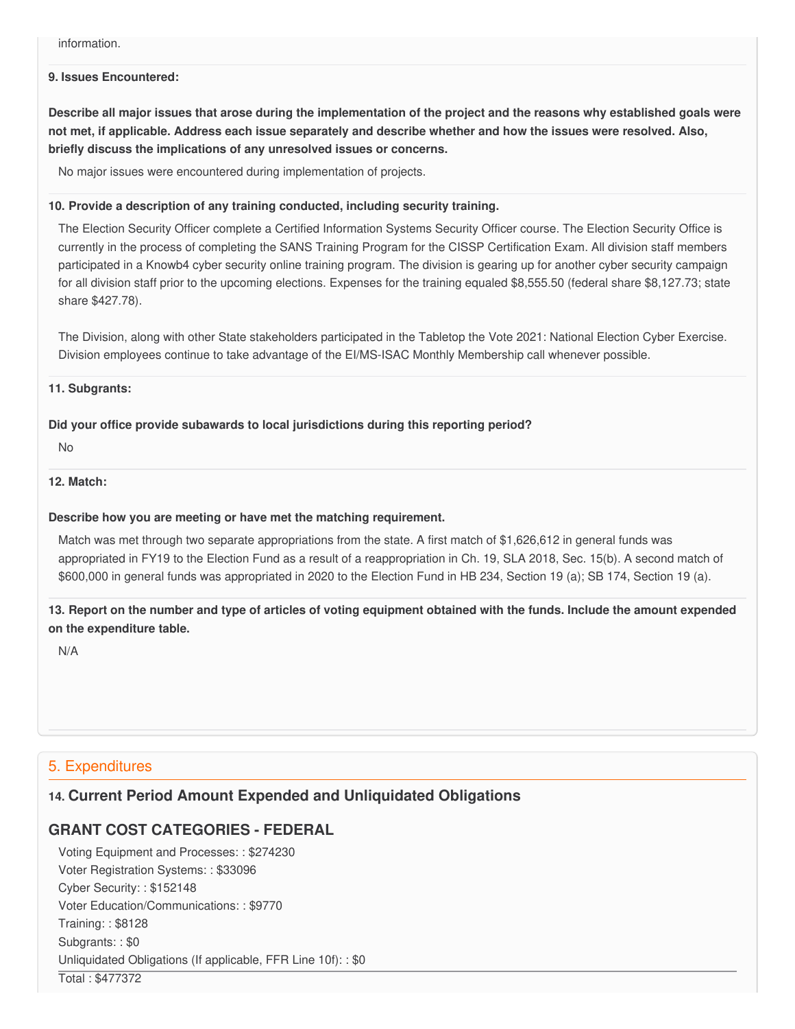information.

**9. Issues Encountered:**

**Describe all major issues that arose during the implementation of the project and the reasons why established goals were not met, if applicable. Address each issue separately and describe whether and how the issues were resolved. Also, briefly discuss the implications of any unresolved issues or concerns.**

No major issues were encountered during implementation of projects.

**10. Provide a description of any training conducted, including security training.**

The Election Security Officer complete a Certified Information Systems Security Officer course. The Election Security Office is currently in the process of completing the SANS Training Program for the CISSP Certification Exam. All division staff members participated in a Knowb4 cyber security online training program. The division is gearing up for another cyber security campaign for all division staff prior to the upcoming elections. Expenses for the training equaled $8,555.50 (federal share $8,127.73; state share $427.78).

The Division, along with other State stakeholders participated in the Tabletop the Vote 2021: National Election Cyber Exercise. Division employees continue to take advantage of the EI/MS-ISAC Monthly Membership call whenever possible.

**11. Subgrants:**

**Did your office provide subawards to local jurisdictions during this reporting period?**

No

**12. Match:**

**Describe how you are meeting or have met the matching requirement.**

Match was met through two separate appropriations from the state. A first match of $1,626,612 in general funds was appropriated in FY19 to the Election Fund as a result of a reappropriation in Ch. 19, SLA 2018, Sec. 15(b). A second match of $600,000 in general funds was appropriated in 2020 to the Election Fund in HB 234, Section 19 (a); SB 174, Section 19 (a).

**13. Report on the number and type of articles of voting equipment obtained with the funds. Include the amount expended on the expenditure table.**

N/A

## 5. Expenditures

### 14. Current Period Amount Expended and Unliquidated Obligations

### GRANT COST CATEGORIES - FEDERAL

Voting Equipment and Processes: : $274230
Voter Registration Systems: : $33096
Cyber Security: : $152148
Voter Education/Communications: : $9770
Training: : $8128
Subgrants: : $0
Unliquidated Obligations (If applicable, FFR Line 10f): : $0

Total : $477372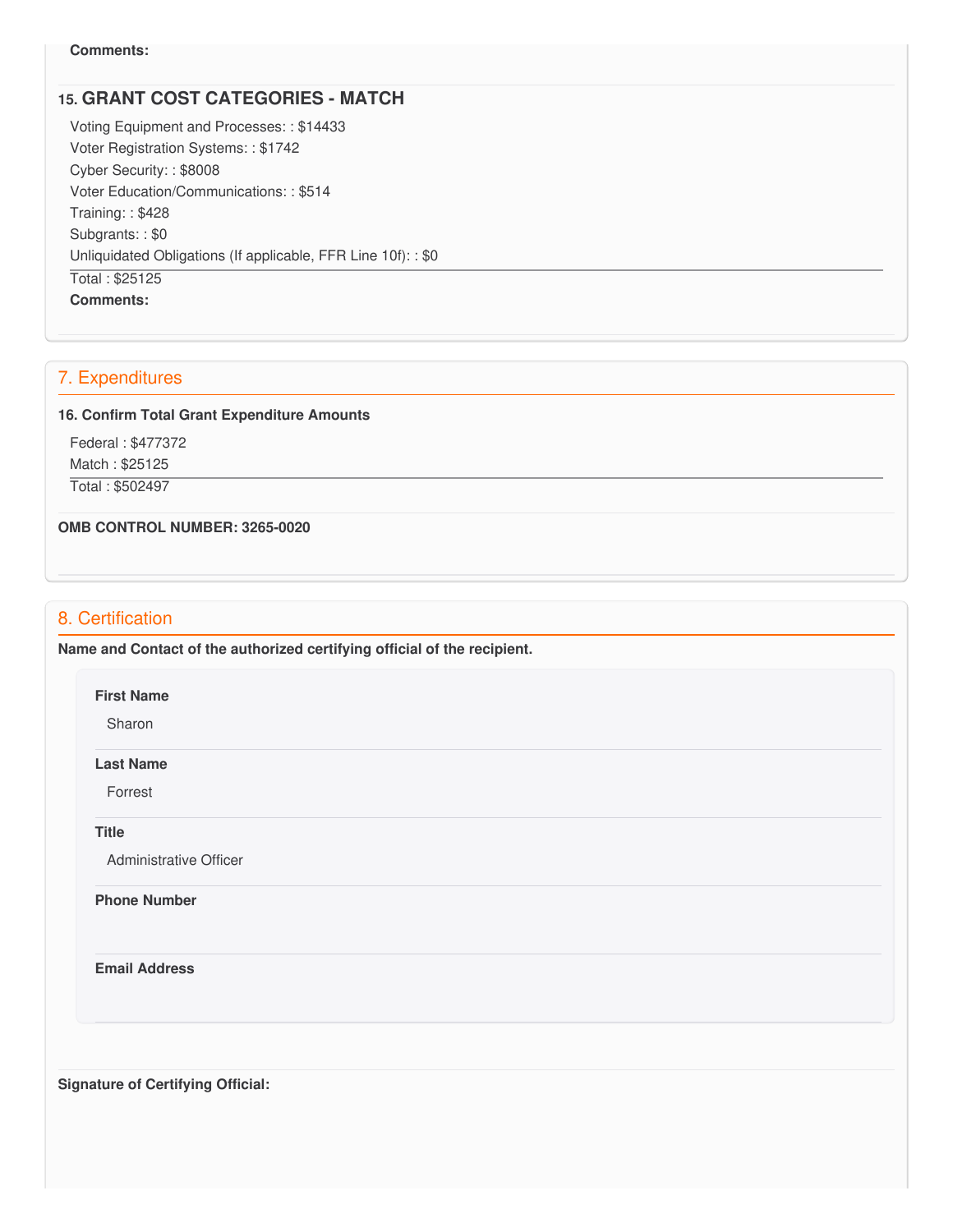**Comments:**

### 15. GRANT COST CATEGORIES - MATCH

Voting Equipment and Processes: : $14433
Voter Registration Systems: : $1742
Cyber Security: : $8008
Voter Education/Communications: : $514
Training: : $428
Subgrants: : $0
Unliquidated Obligations (If applicable, FFR Line 10f): : $0

Total : $25125

**Comments:**

## 7. Expenditures

**16. Confirm Total Grant Expenditure Amounts**

Federal : $477372
Match : $25125

Total : $502497

**OMB CONTROL NUMBER: 3265-0020**

## 8. Certification

**Name and Contact of the authorized certifying official of the recipient.**

**First Name**

Sharon

**Last Name**

Forrest

**Title**

Administrative Officer

**Phone Number**

**Email Address**

**Signature of Certifying Official:**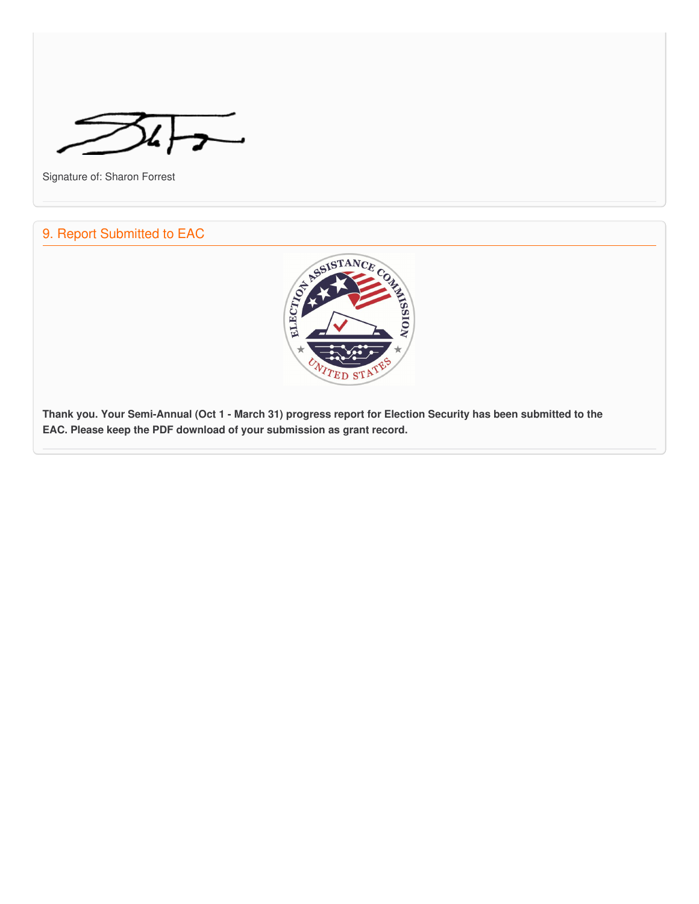Signature of: Sharon Forrest

## 9. Report Submitted to EAC

**Thank you. Your Semi-Annual (Oct 1 - March 31) progress report for Election Security has been submitted to the EAC. Please keep the PDF download of your submission as grant record.**